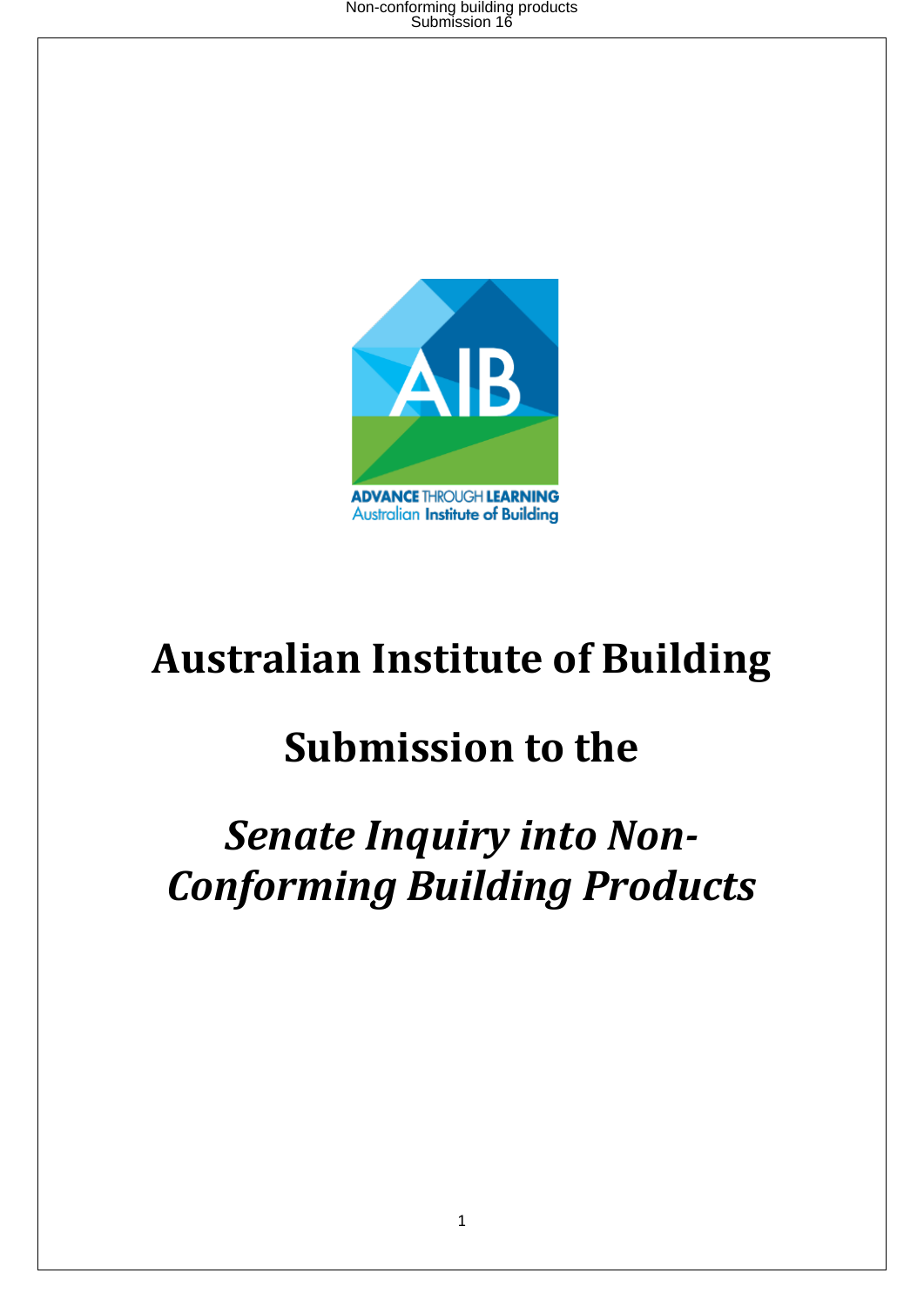# Australian Institute of Building

# Submission to the

# *Senate Inquiry into Non-Conforming Building Products*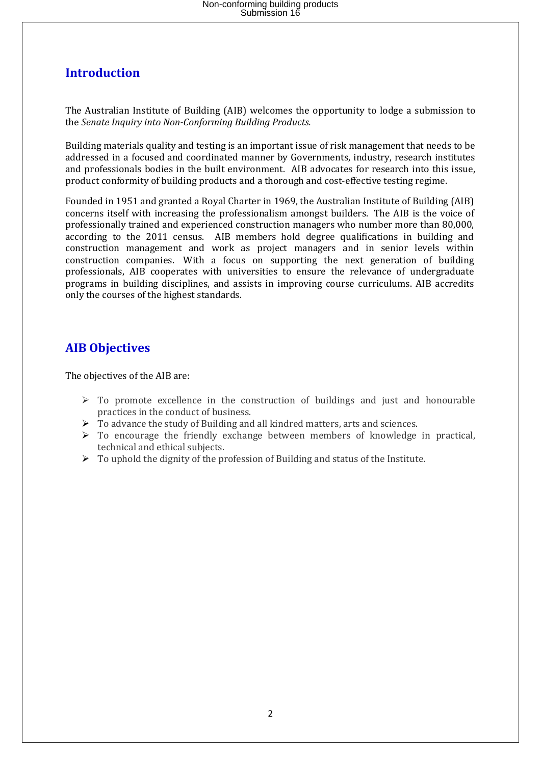## Introduction

The Australian Institute of Building (AIB) welcomes the opportunity to lodge a submission to the *Senate Inquiry into Non-Conforming Building Products.*

Building materials quality and testing is an important issue of risk management that needs to be addressed in a focused and coordinated manner by Governments, industry, research institutes and professionals bodies in the built environment. AIB advocates for research into this issue, product conformity of building products and a thorough and cost-effective testing regime.

Founded in 1951 and granted a Royal Charter in 1969, the Australian Institute of Building (AIB) concerns itself with increasing the professionalism amongst builders. The AIB is the voice of professionally trained and experienced construction managers who number more than 80,000, according to the 2011 census. AIB members hold degree qualifications in building and construction management and work as project managers and in senior levels within construction companies. With a focus on supporting the next generation of building professionals, AIB cooperates with universities to ensure the relevance of undergraduate programs in building disciplines, and assists in improving course curriculums. AIB accredits only the courses of the highest standards.

## AIB Objectives

The objectives of the AIB are:

- To promote excellence in the construction of buildings and just and honourable practices in the conduct of business.
- To advance the study of Building and all kindred matters, arts and sciences.
- To encourage the friendly exchange between members of knowledge in practical, technical and ethical subjects.
- To uphold the dignity of the profession of Building and status of the Institute.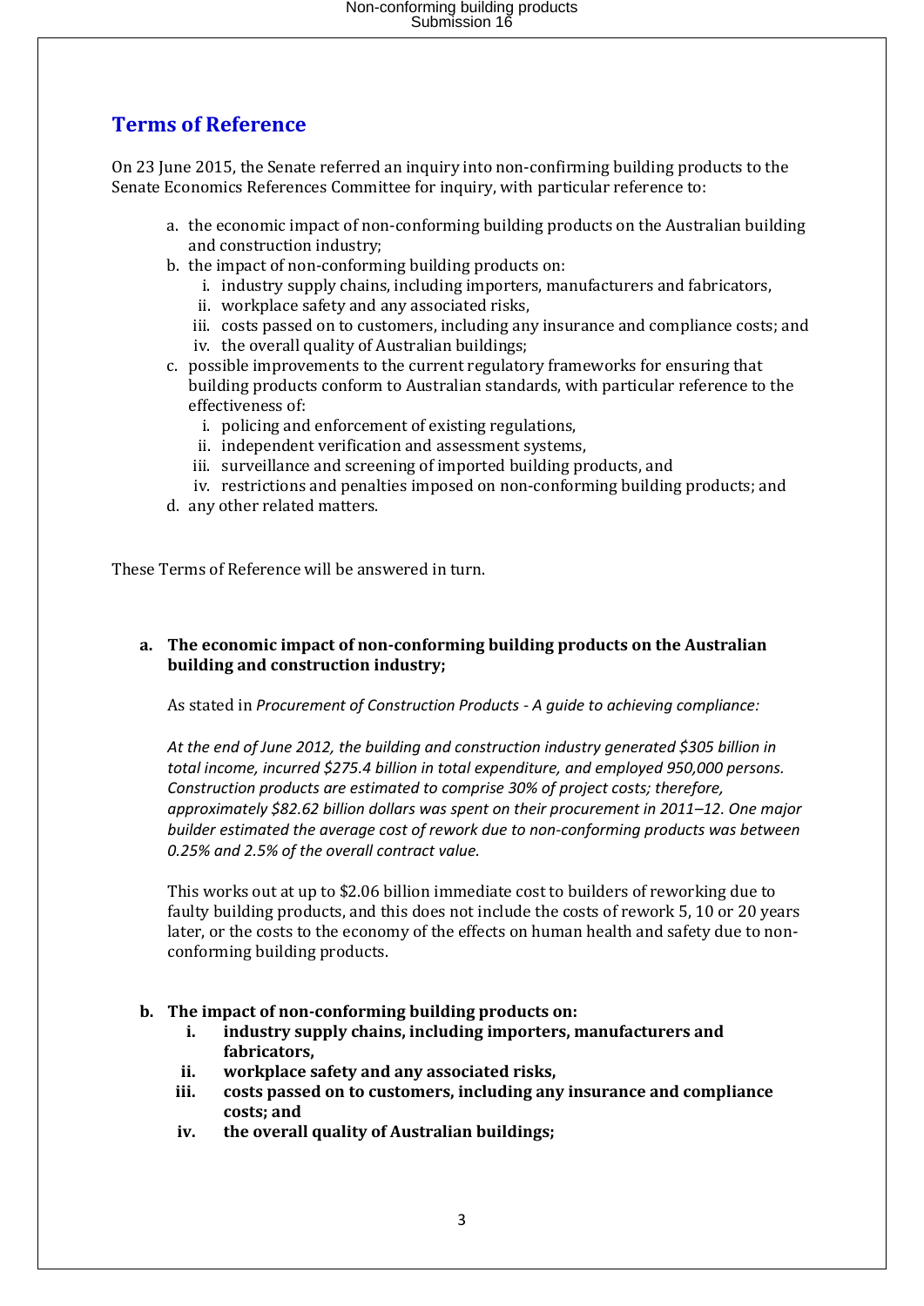## Terms of Reference

On 23 June 2015, the Senate referred an inquiry into non-confirming building products to the Senate Economics References Committee for inquiry, with particular reference to:

a. the economic impact of non-conforming building products on the Australian building and construction industry;
b. the impact of non-conforming building products on:
   i. industry supply chains, including importers, manufacturers and fabricators,
   ii. workplace safety and any associated risks,
   iii. costs passed on to customers, including any insurance and compliance costs; and
   iv. the overall quality of Australian buildings;
c. possible improvements to the current regulatory frameworks for ensuring that building products conform to Australian standards, with particular reference to the effectiveness of:
   i. policing and enforcement of existing regulations,
   ii. independent verification and assessment systems,
   iii. surveillance and screening of imported building products, and
   iv. restrictions and penalties imposed on non-conforming building products; and
d. any other related matters.

These Terms of Reference will be answered in turn.

**a. The economic impact of non-conforming building products on the Australian building and construction industry;**

As stated in *Procurement of Construction Products - A guide to achieving compliance:*

*At the end of June 2012, the building and construction industry generated $305 billion in total income, incurred $275.4 billion in total expenditure, and employed 950,000 persons. Construction products are estimated to comprise 30% of project costs; therefore, approximately $82.62 billion dollars was spent on their procurement in 2011–12. One major builder estimated the average cost of rework due to non-conforming products was between 0.25% and 2.5% of the overall contract value.*

This works out at up to $2.06 billion immediate cost to builders of reworking due to faulty building products, and this does not include the costs of rework 5, 10 or 20 years later, or the costs to the economy of the effects on human health and safety due to non-conforming building products.

**b. The impact of non-conforming building products on:**
   **i. industry supply chains, including importers, manufacturers and fabricators,**
   **ii. workplace safety and any associated risks,**
   **iii. costs passed on to customers, including any insurance and compliance costs; and**
   **iv. the overall quality of Australian buildings;**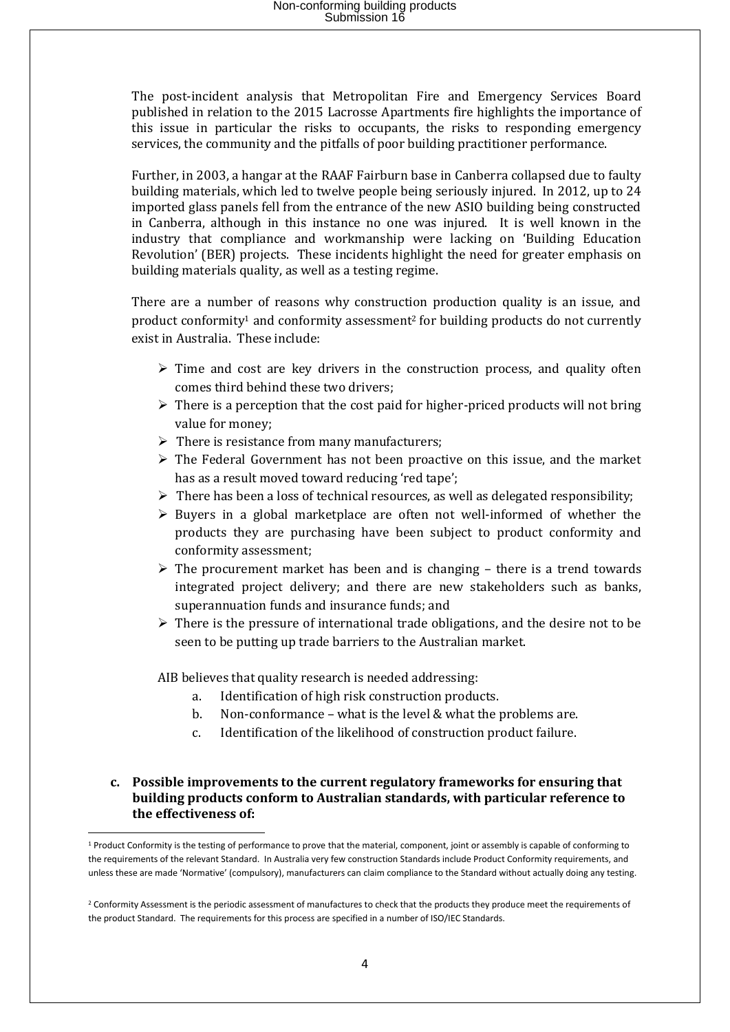The post-incident analysis that Metropolitan Fire and Emergency Services Board published in relation to the 2015 Lacrosse Apartments fire highlights the importance of this issue in particular the risks to occupants, the risks to responding emergency services, the community and the pitfalls of poor building practitioner performance.

Further, in 2003, a hangar at the RAAF Fairburn base in Canberra collapsed due to faulty building materials, which led to twelve people being seriously injured. In 2012, up to 24 imported glass panels fell from the entrance of the new ASIO building being constructed in Canberra, although in this instance no one was injured. It is well known in the industry that compliance and workmanship were lacking on 'Building Education Revolution' (BER) projects. These incidents highlight the need for greater emphasis on building materials quality, as well as a testing regime.

There are a number of reasons why construction production quality is an issue, and product conformity[1] and conformity assessment[2] for building products do not currently exist in Australia. These include:

- Time and cost are key drivers in the construction process, and quality often comes third behind these two drivers;
- There is a perception that the cost paid for higher-priced products will not bring value for money;
- There is resistance from many manufacturers;
- The Federal Government has not been proactive on this issue, and the market has as a result moved toward reducing 'red tape';
- There has been a loss of technical resources, as well as delegated responsibility;
- Buyers in a global marketplace are often not well-informed of whether the products they are purchasing have been subject to product conformity and conformity assessment;
- The procurement market has been and is changing – there is a trend towards integrated project delivery; and there are new stakeholders such as banks, superannuation funds and insurance funds; and
- There is the pressure of international trade obligations, and the desire not to be seen to be putting up trade barriers to the Australian market.

AIB believes that quality research is needed addressing:

a. Identification of high risk construction products.
b. Non-conformance – what is the level & what the problems are.
c. Identification of the likelihood of construction product failure.

**c. Possible improvements to the current regulatory frameworks for ensuring that building products conform to Australian standards, with particular reference to the effectiveness of:**

[1] Product Conformity is the testing of performance to prove that the material, component, joint or assembly is capable of conforming to the requirements of the relevant Standard. In Australia very few construction Standards include Product Conformity requirements, and unless these are made 'Normative' (compulsory), manufacturers can claim compliance to the Standard without actually doing any testing.

[2] Conformity Assessment is the periodic assessment of manufactures to check that the products they produce meet the requirements of the product Standard. The requirements for this process are specified in a number of ISO/IEC Standards.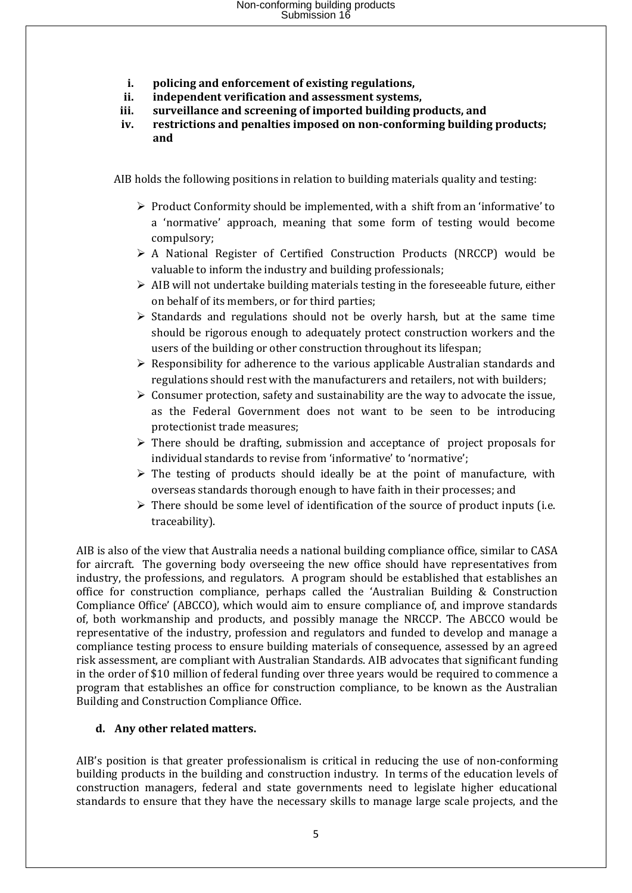i. **policing and enforcement of existing regulations,**
ii. **independent verification and assessment systems,**
iii. **surveillance and screening of imported building products, and**
iv. **restrictions and penalties imposed on non-conforming building products; and**

AIB holds the following positions in relation to building materials quality and testing:

- Product Conformity should be implemented, with a shift from an 'informative' to a 'normative' approach, meaning that some form of testing would become compulsory;
- A National Register of Certified Construction Products (NRCCP) would be valuable to inform the industry and building professionals;
- AIB will not undertake building materials testing in the foreseeable future, either on behalf of its members, or for third parties;
- Standards and regulations should not be overly harsh, but at the same time should be rigorous enough to adequately protect construction workers and the users of the building or other construction throughout its lifespan;
- Responsibility for adherence to the various applicable Australian standards and regulations should rest with the manufacturers and retailers, not with builders;
- Consumer protection, safety and sustainability are the way to advocate the issue, as the Federal Government does not want to be seen to be introducing protectionist trade measures;
- There should be drafting, submission and acceptance of project proposals for individual standards to revise from 'informative' to 'normative';
- The testing of products should ideally be at the point of manufacture, with overseas standards thorough enough to have faith in their processes; and
- There should be some level of identification of the source of product inputs (i.e. traceability).

AIB is also of the view that Australia needs a national building compliance office, similar to CASA for aircraft. The governing body overseeing the new office should have representatives from industry, the professions, and regulators. A program should be established that establishes an office for construction compliance, perhaps called the 'Australian Building & Construction Compliance Office' (ABCCO), which would aim to ensure compliance of, and improve standards of, both workmanship and products, and possibly manage the NRCCP. The ABCCO would be representative of the industry, profession and regulators and funded to develop and manage a compliance testing process to ensure building materials of consequence, assessed by an agreed risk assessment, are compliant with Australian Standards. AIB advocates that significant funding in the order of $10 million of federal funding over three years would be required to commence a program that establishes an office for construction compliance, to be known as the Australian Building and Construction Compliance Office.

**d. Any other related matters.**

AIB's position is that greater professionalism is critical in reducing the use of non-conforming building products in the building and construction industry. In terms of the education levels of construction managers, federal and state governments need to legislate higher educational standards to ensure that they have the necessary skills to manage large scale projects, and the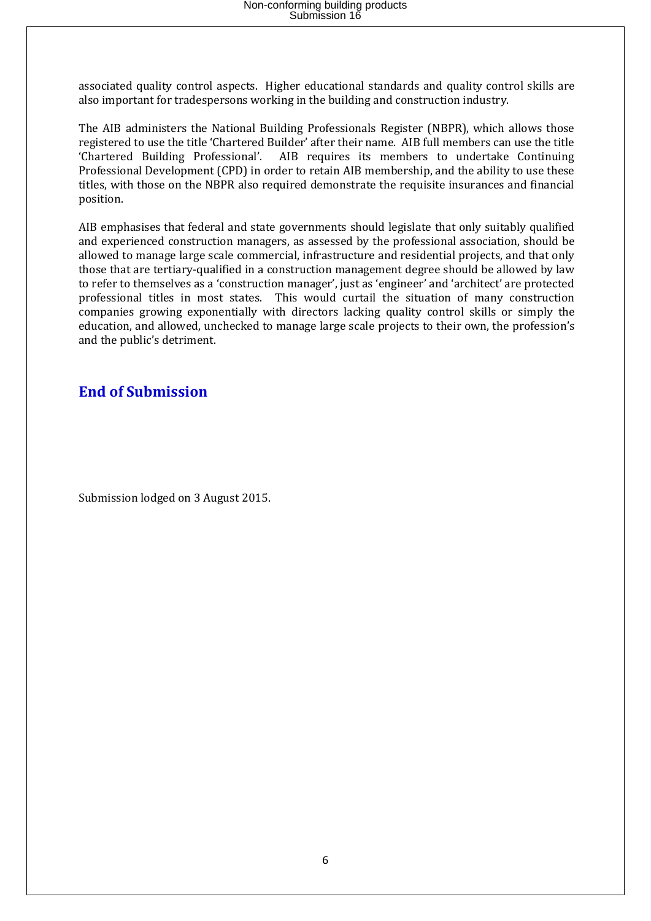associated quality control aspects. Higher educational standards and quality control skills are also important for tradespersons working in the building and construction industry.

The AIB administers the National Building Professionals Register (NBPR), which allows those registered to use the title 'Chartered Builder' after their name. AIB full members can use the title 'Chartered Building Professional'. AIB requires its members to undertake Continuing Professional Development (CPD) in order to retain AIB membership, and the ability to use these titles, with those on the NBPR also required demonstrate the requisite insurances and financial position.

AIB emphasises that federal and state governments should legislate that only suitably qualified and experienced construction managers, as assessed by the professional association, should be allowed to manage large scale commercial, infrastructure and residential projects, and that only those that are tertiary-qualified in a construction management degree should be allowed by law to refer to themselves as a 'construction manager', just as 'engineer' and 'architect' are protected professional titles in most states. This would curtail the situation of many construction companies growing exponentially with directors lacking quality control skills or simply the education, and allowed, unchecked to manage large scale projects to their own, the profession's and the public's detriment.

## End of Submission

Submission lodged on 3 August 2015.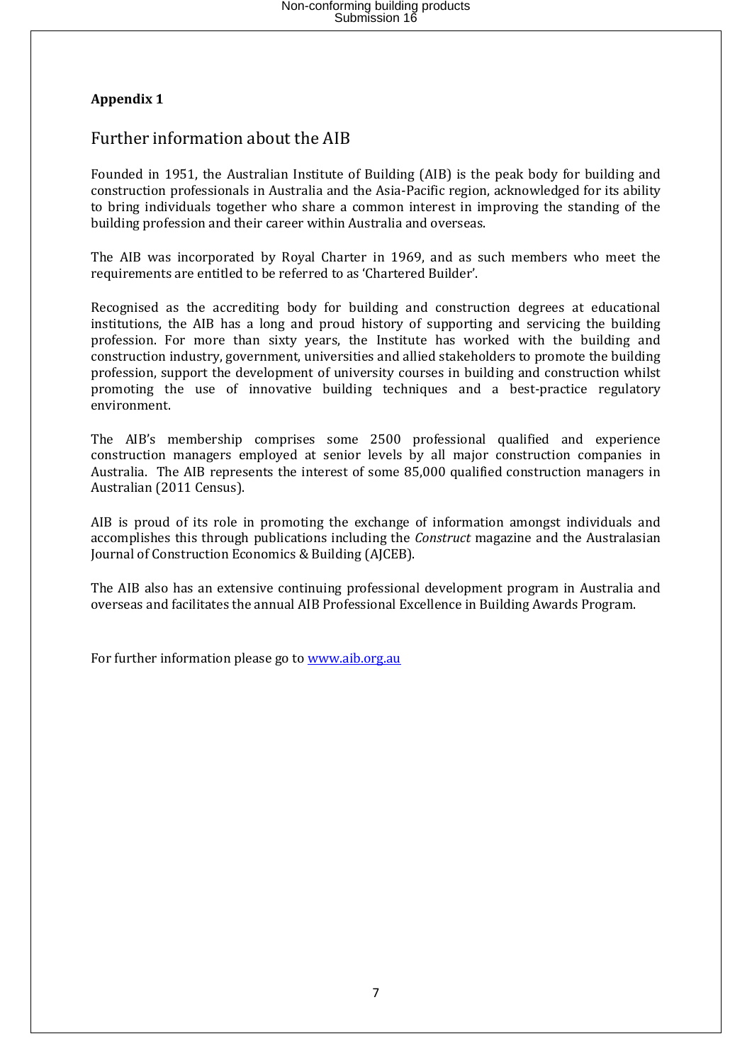**Appendix 1**

## Further information about the AIB

Founded in 1951, the Australian Institute of Building (AIB) is the peak body for building and construction professionals in Australia and the Asia-Pacific region, acknowledged for its ability to bring individuals together who share a common interest in improving the standing of the building profession and their career within Australia and overseas.

The AIB was incorporated by Royal Charter in 1969, and as such members who meet the requirements are entitled to be referred to as 'Chartered Builder'.

Recognised as the accrediting body for building and construction degrees at educational institutions, the AIB has a long and proud history of supporting and servicing the building profession. For more than sixty years, the Institute has worked with the building and construction industry, government, universities and allied stakeholders to promote the building profession, support the development of university courses in building and construction whilst promoting the use of innovative building techniques and a best-practice regulatory environment.

The AIB's membership comprises some 2500 professional qualified and experience construction managers employed at senior levels by all major construction companies in Australia. The AIB represents the interest of some 85,000 qualified construction managers in Australian (2011 Census).

AIB is proud of its role in promoting the exchange of information amongst individuals and accomplishes this through publications including the *Construct* magazine and the Australasian Journal of Construction Economics & Building (AJCEB).

The AIB also has an extensive continuing professional development program in Australia and overseas and facilitates the annual AIB Professional Excellence in Building Awards Program.

For further information please go to [www.aib.org.au](http://www.aib.org.au)